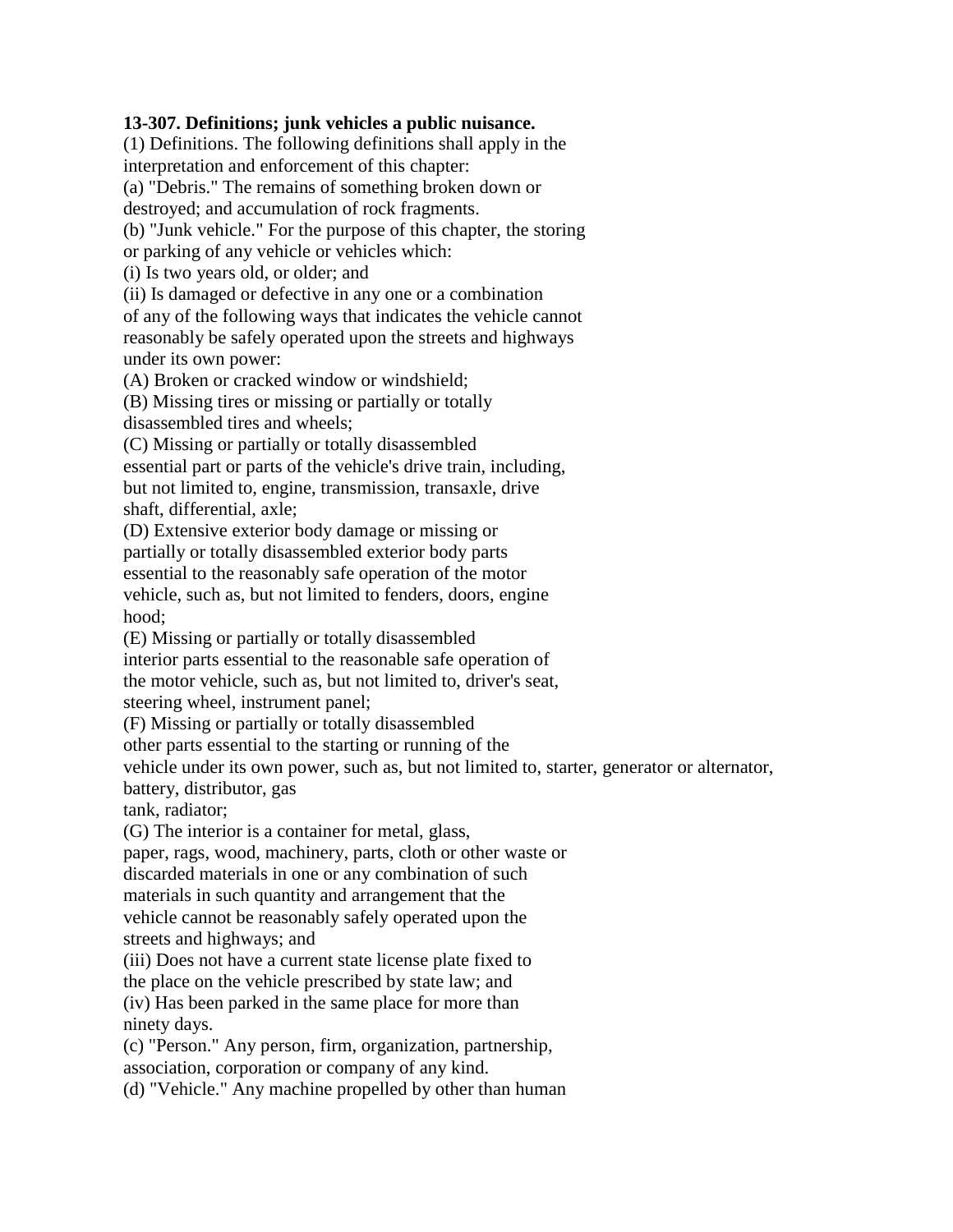**13-307. Definitions; junk vehicles a public nuisance.**

(1) Definitions. The following definitions shall apply in the interpretation and enforcement of this chapter:

(a) "Debris." The remains of something broken down or destroyed; and accumulation of rock fragments.

(b) "Junk vehicle." For the purpose of this chapter, the storing or parking of any vehicle or vehicles which:

(i) Is two years old, or older; and

(ii) Is damaged or defective in any one or a combination of any of the following ways that indicates the vehicle cannot reasonably be safely operated upon the streets and highways under its own power:

(A) Broken or cracked window or windshield;

(B) Missing tires or missing or partially or totally disassembled tires and wheels;

(C) Missing or partially or totally disassembled essential part or parts of the vehicle's drive train, including, but not limited to, engine, transmission, transaxle, drive shaft, differential, axle;

(D) Extensive exterior body damage or missing or partially or totally disassembled exterior body parts essential to the reasonably safe operation of the motor vehicle, such as, but not limited to fenders, doors, engine hood;

(E) Missing or partially or totally disassembled interior parts essential to the reasonable safe operation of the motor vehicle, such as, but not limited to, driver's seat, steering wheel, instrument panel;

(F) Missing or partially or totally disassembled other parts essential to the starting or running of the vehicle under its own power, such as, but not limited to, starter, generator or alternator, battery, distributor, gas tank, radiator;

(G) The interior is a container for metal, glass, paper, rags, wood, machinery, parts, cloth or other waste or discarded materials in one or any combination of such materials in such quantity and arrangement that the vehicle cannot be reasonably safely operated upon the streets and highways; and

(iii) Does not have a current state license plate fixed to the place on the vehicle prescribed by state law; and

(iv) Has been parked in the same place for more than ninety days.

(c) "Person." Any person, firm, organization, partnership, association, corporation or company of any kind.

(d) "Vehicle." Any machine propelled by other than human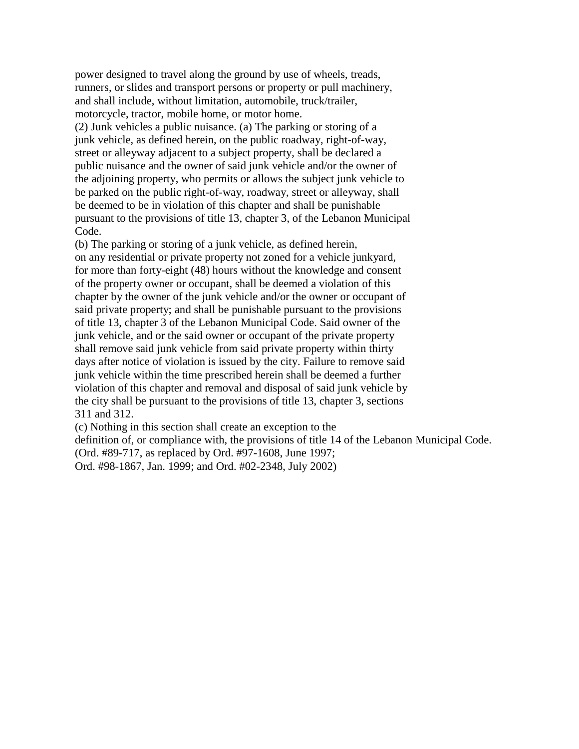power designed to travel along the ground by use of wheels, treads, runners, or slides and transport persons or property or pull machinery, and shall include, without limitation, automobile, truck/trailer, motorcycle, tractor, mobile home, or motor home.

(2) Junk vehicles a public nuisance. (a) The parking or storing of a junk vehicle, as defined herein, on the public roadway, right-of-way, street or alleyway adjacent to a subject property, shall be declared a public nuisance and the owner of said junk vehicle and/or the owner of the adjoining property, who permits or allows the subject junk vehicle to be parked on the public right-of-way, roadway, street or alleyway, shall be deemed to be in violation of this chapter and shall be punishable pursuant to the provisions of title 13, chapter 3, of the Lebanon Municipal Code.

(b) The parking or storing of a junk vehicle, as defined herein, on any residential or private property not zoned for a vehicle junkyard, for more than forty-eight (48) hours without the knowledge and consent of the property owner or occupant, shall be deemed a violation of this chapter by the owner of the junk vehicle and/or the owner or occupant of said private property; and shall be punishable pursuant to the provisions of title 13, chapter 3 of the Lebanon Municipal Code. Said owner of the junk vehicle, and or the said owner or occupant of the private property shall remove said junk vehicle from said private property within thirty days after notice of violation is issued by the city. Failure to remove said junk vehicle within the time prescribed herein shall be deemed a further violation of this chapter and removal and disposal of said junk vehicle by the city shall be pursuant to the provisions of title 13, chapter 3, sections 311 and 312.

(c) Nothing in this section shall create an exception to the definition of, or compliance with, the provisions of title 14 of the Lebanon Municipal Code. (Ord. #89-717, as replaced by Ord. #97-1608, June 1997; Ord. #98-1867, Jan. 1999; and Ord. #02-2348, July 2002)